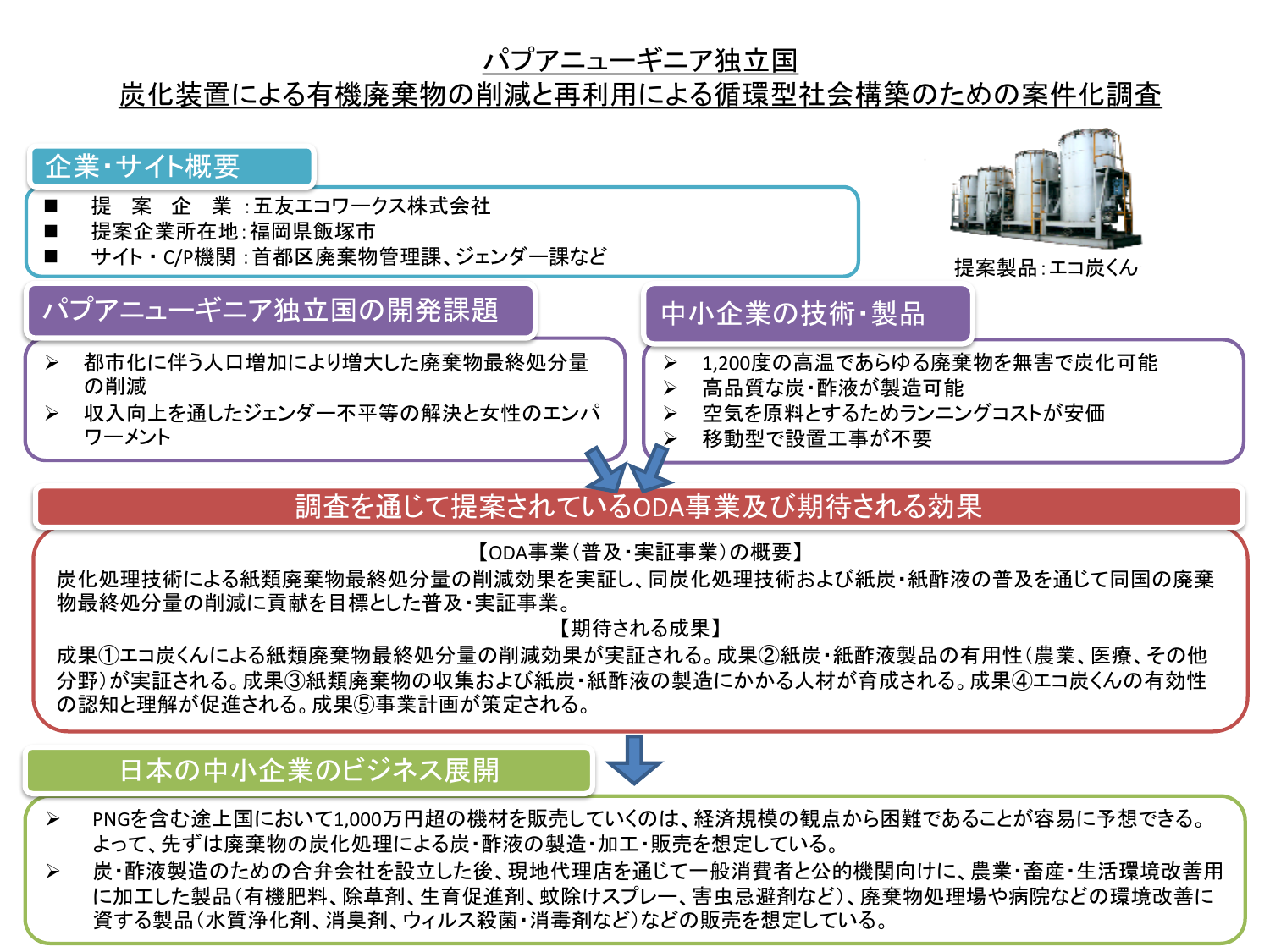# パプアニューギニア独立国
# 炭化装置による有機廃棄物の削減と再利用による循環型社会構築のための案件化調査

## 企業・サイト概要

- 提　案　企　業：五友エコワークス株式会社
- 提案企業所在地：福岡県飯塚市
- サイト・C/P機関：首都区廃棄物管理課、ジェンダー課など

提案製品：エコ炭くん

## パプアニューギニア独立国の開発課題

- 都市化に伴う人口増加により増大した廃棄物最終処分量の削減
- 収入向上を通したジェンダー不平等の解決と女性のエンパワーメント

## 中小企業の技術・製品

- 1,200度の高温であらゆる廃棄物を無害で炭化可能
- 高品質な炭・酢液が製造可能
- 空気を原料とするためランニングコストが安価
- 移動型で設置工事が不要

## 調査を通じて提案されているODA事業及び期待される効果

【ODA事業（普及・実証事業）の概要】

炭化処理技術による紙類廃棄物最終処分量の削減効果を実証し、同炭化処理技術および紙炭・紙酢液の普及を通じて同国の廃棄物最終処分量の削減に貢献を目標とした普及・実証事業。

【期待される成果】

成果①エコ炭くんによる紙類廃棄物最終処分量の削減効果が実証される。成果②紙炭・紙酢液製品の有用性（農業、医療、その他分野）が実証される。成果③紙類廃棄物の収集および紙炭・紙酢液の製造にかかる人材が育成される。成果④エコ炭くんの有効性の認知と理解が促進される。成果⑤事業計画が策定される。

## 日本の中小企業のビジネス展開

- PNGを含む途上国において1,000万円超の機材を販売していくのは、経済規模の観点から困難であることが容易に予想できる。よって、先ずは廃棄物の炭化処理による炭・酢液の製造・加工・販売を想定している。
- 炭・酢液製造のための合弁会社を設立した後、現地代理店を通じて一般消費者と公的機関向けに、農業・畜産・生活環境改善用に加工した製品（有機肥料、除草剤、生育促進剤、蚊除けスプレー、害虫忌避剤など）、廃棄物処理場や病院などの環境改善に資する製品（水質浄化剤、消臭剤、ウィルス殺菌・消毒剤など）などの販売を想定している。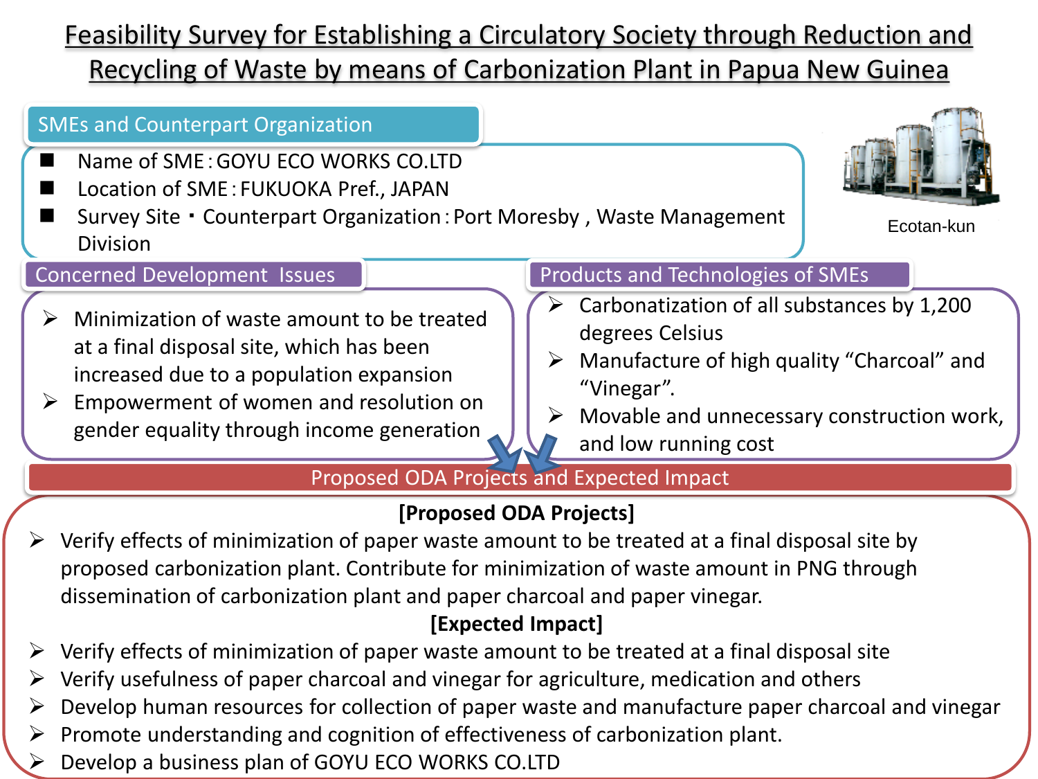# Feasibility Survey for Establishing a Circulatory Society through Reduction and Recycling of Waste by means of Carbonization Plant in Papua New Guinea

## SMEs and Counterpart Organization

- Name of SME：GOYU ECO WORKS CO.LTD
- Location of SME：FUKUOKA Pref., JAPAN
- Survey Site・Counterpart Organization：Port Moresby , Waste Management Division

Ecotan-kun

## Concerned Development Issues

- Minimization of waste amount to be treated at a final disposal site, which has been increased due to a population expansion
- Empowerment of women and resolution on gender equality through income generation

## Products and Technologies of SMEs

- Carbonatization of all substances by 1,200 degrees Celsius
- Manufacture of high quality "Charcoal" and "Vinegar".
- Movable and unnecessary construction work, and low running cost

## Proposed ODA Projects and Expected Impact

**[Proposed ODA Projects]**

- Verify effects of minimization of paper waste amount to be treated at a final disposal site by proposed carbonization plant. Contribute for minimization of waste amount in PNG through dissemination of carbonization plant and paper charcoal and paper vinegar.

**[Expected Impact]**

- Verify effects of minimization of paper waste amount to be treated at a final disposal site
- Verify usefulness of paper charcoal and vinegar for agriculture, medication and others
- Develop human resources for collection of paper waste and manufacture paper charcoal and vinegar
- Promote understanding and cognition of effectiveness of carbonization plant.
- Develop a business plan of GOYU ECO WORKS CO.LTD